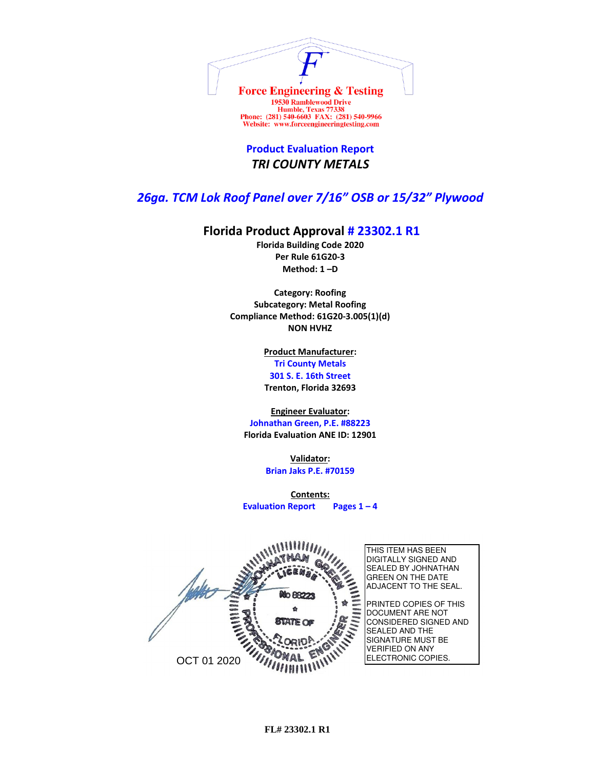Force Engineering & Testing
19530 Ramblewood Drive
Humble, Texas 77338
Phone: (281) 540-6603 FAX: (281) 540-9966
Website: www.forceengineeringtesting.com

## Product Evaluation Report
## *TRI COUNTY METALS*

## *26ga. TCM Lok Roof Panel over 7/16" OSB or 15/32" Plywood*

### Florida Product Approval # 23302.1 R1

**Florida Building Code 2020**
**Per Rule 61G20-3**
**Method: 1 –D**

**Category: Roofing**
**Subcategory: Metal Roofing**
**Compliance Method: 61G20-3.005(1)(d)**
**NON HVHZ**

**Product Manufacturer:**
**Tri County Metals**
**301 S. E. 16th Street**
**Trenton, Florida 32693**

**Engineer Evaluator:**
**Johnathan Green, P.E. #88223**
**Florida Evaluation ANE ID: 12901**

**Validator:**
**Brian Jaks P.E. #70159**

**Contents:**
**Evaluation Report Pages 1 – 4**

JOHNATHAN GREEN LICENSE No 88223 STATE OF FLORIDA PROFESSIONAL ENGINEER

OCT 01 2020

THIS ITEM HAS BEEN DIGITALLY SIGNED AND SEALED BY JOHNATHAN GREEN ON THE DATE ADJACENT TO THE SEAL.

PRINTED COPIES OF THIS DOCUMENT ARE NOT CONSIDERED SIGNED AND SEALED AND THE SIGNATURE MUST BE VERIFIED ON ANY ELECTRONIC COPIES.

**FL# 23302.1 R1**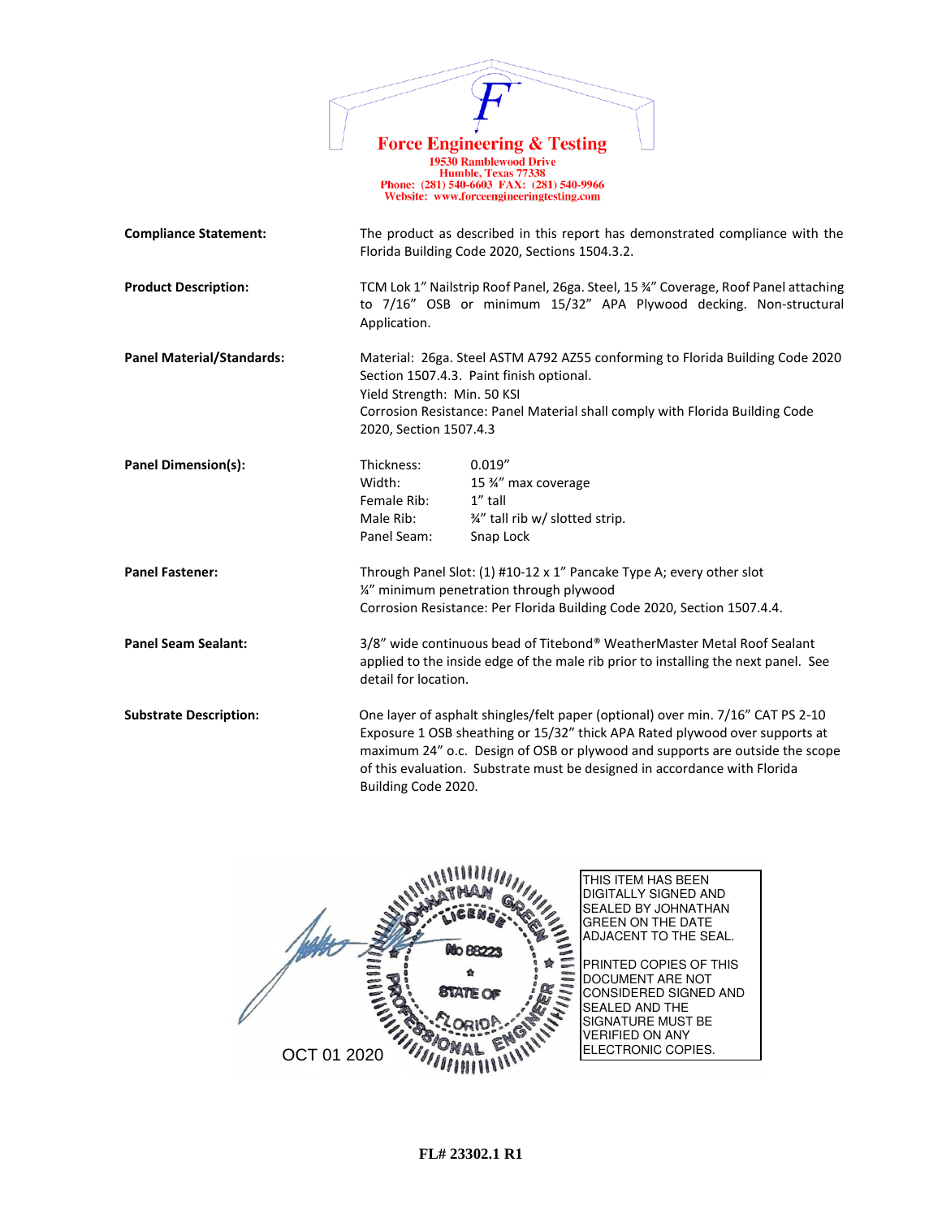**Force Engineering & Testing**
19530 Ramblewood Drive
Humble, Texas 77338
Phone: (281) 540-6603 FAX: (281) 540-9966
Website: www.forceengineeringtesting.com

**Compliance Statement:** The product as described in this report has demonstrated compliance with the Florida Building Code 2020, Sections 1504.3.2.

**Product Description:** TCM Lok 1" Nailstrip Roof Panel, 26ga. Steel, 15 ¾" Coverage, Roof Panel attaching to 7/16" OSB or minimum 15/32" APA Plywood decking. Non-structural Application.

**Panel Material/Standards:** Material: 26ga. Steel ASTM A792 AZ55 conforming to Florida Building Code 2020 Section 1507.4.3. Paint finish optional.
Yield Strength: Min. 50 KSI
Corrosion Resistance: Panel Material shall comply with Florida Building Code 2020, Section 1507.4.3

**Panel Dimension(s):**

| | |
|---|---|
| Thickness: | 0.019" |
| Width: | 15 ¾" max coverage |
| Female Rib: | 1" tall |
| Male Rib: | ¾" tall rib w/ slotted strip. |
| Panel Seam: | Snap Lock |

**Panel Fastener:** Through Panel Slot: (1) #10-12 x 1" Pancake Type A; every other slot
¼" minimum penetration through plywood
Corrosion Resistance: Per Florida Building Code 2020, Section 1507.4.4.

**Panel Seam Sealant:** 3/8" wide continuous bead of Titebond® WeatherMaster Metal Roof Sealant applied to the inside edge of the male rib prior to installing the next panel. See detail for location.

**Substrate Description:** One layer of asphalt shingles/felt paper (optional) over min. 7/16" CAT PS 2-10 Exposure 1 OSB sheathing or 15/32" thick APA Rated plywood over supports at maximum 24" o.c. Design of OSB or plywood and supports are outside the scope of this evaluation. Substrate must be designed in accordance with Florida Building Code 2020.

JOHNATHAN GREEN LICENSE No 88223 STATE OF FLORIDA PROFESSIONAL ENGINEER

OCT 01 2020

THIS ITEM HAS BEEN DIGITALLY SIGNED AND SEALED BY JOHNATHAN GREEN ON THE DATE ADJACENT TO THE SEAL.

PRINTED COPIES OF THIS DOCUMENT ARE NOT CONSIDERED SIGNED AND SEALED AND THE SIGNATURE MUST BE VERIFIED ON ANY ELECTRONIC COPIES.

**FL# 23302.1 R1**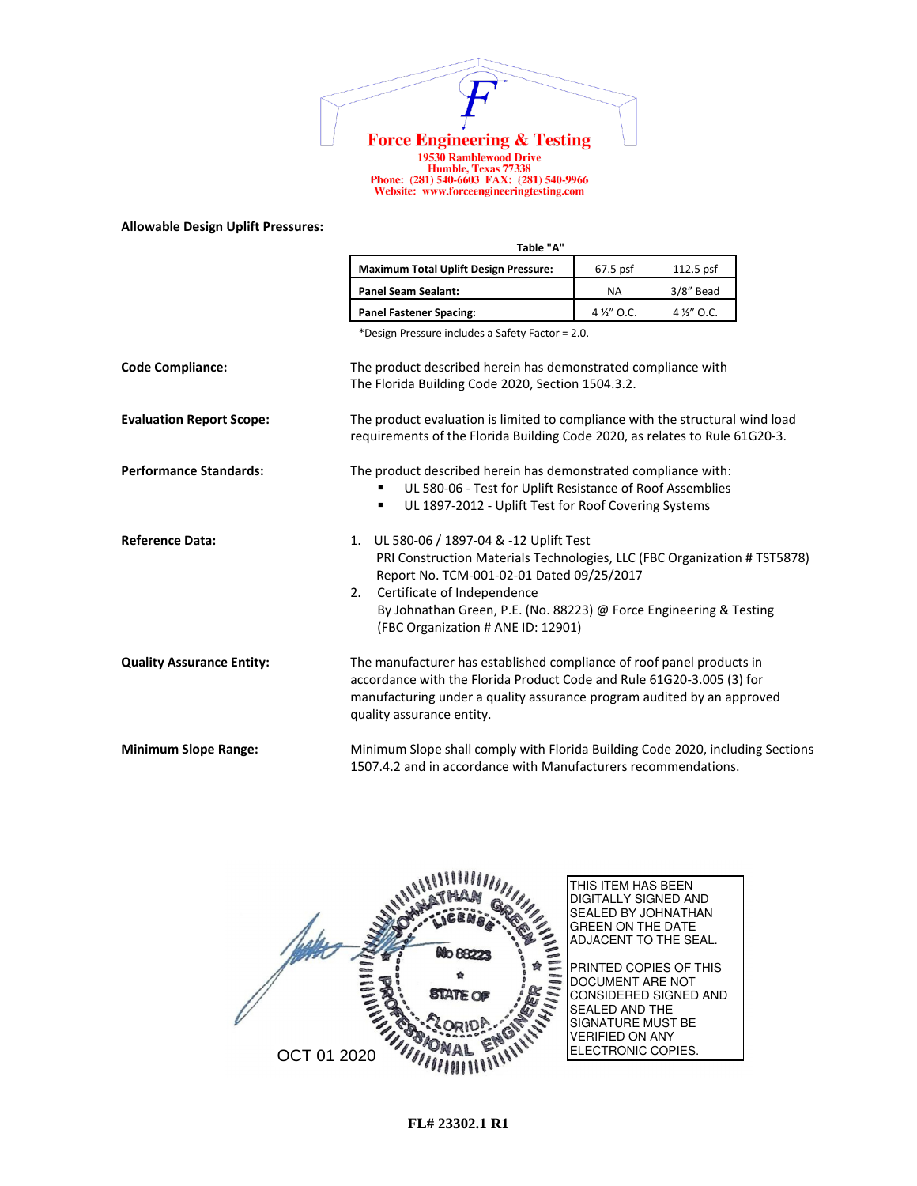**Force Engineering & Testing**
19530 Ramblewood Drive
Humble, Texas 77338
Phone: (281) 540-6603 FAX: (281) 540-9966
Website: www.forceengineeringtesting.com

**Allowable Design Uplift Pressures:**

Table "A"

| **Maximum Total Uplift Design Pressure:** | 67.5 psf | 112.5 psf |
|---|---|---|
| **Panel Seam Sealant:** | NA | 3/8" Bead |
| **Panel Fastener Spacing:** | 4 ½" O.C. | 4 ½" O.C. |

*Design Pressure includes a Safety Factor = 2.0.

**Code Compliance:** The product described herein has demonstrated compliance with The Florida Building Code 2020, Section 1504.3.2.

**Evaluation Report Scope:** The product evaluation is limited to compliance with the structural wind load requirements of the Florida Building Code 2020, as relates to Rule 61G20-3.

**Performance Standards:** The product described herein has demonstrated compliance with:

- UL 580-06 - Test for Uplift Resistance of Roof Assemblies
- UL 1897-2012 - Uplift Test for Roof Covering Systems

**Reference Data:**

1. UL 580-06 / 1897-04 & -12 Uplift Test
   PRI Construction Materials Technologies, LLC (FBC Organization # TST5878)
   Report No. TCM-001-02-01 Dated 09/25/2017
2. Certificate of Independence
   By Johnathan Green, P.E. (No. 88223) @ Force Engineering & Testing
   (FBC Organization # ANE ID: 12901)

**Quality Assurance Entity:** The manufacturer has established compliance of roof panel products in accordance with the Florida Product Code and Rule 61G20-3.005 (3) for manufacturing under a quality assurance program audited by an approved quality assurance entity.

**Minimum Slope Range:** Minimum Slope shall comply with Florida Building Code 2020, including Sections 1507.4.2 and in accordance with Manufacturers recommendations.

JOHNATHAN GREEN LICENSE No 88223 STATE OF FLORIDA PROFESSIONAL ENGINEER

OCT 01 2020

THIS ITEM HAS BEEN DIGITALLY SIGNED AND SEALED BY JOHNATHAN GREEN ON THE DATE ADJACENT TO THE SEAL.

PRINTED COPIES OF THIS DOCUMENT ARE NOT CONSIDERED SIGNED AND SEALED AND THE SIGNATURE MUST BE VERIFIED ON ANY ELECTRONIC COPIES.

FL# 23302.1 R1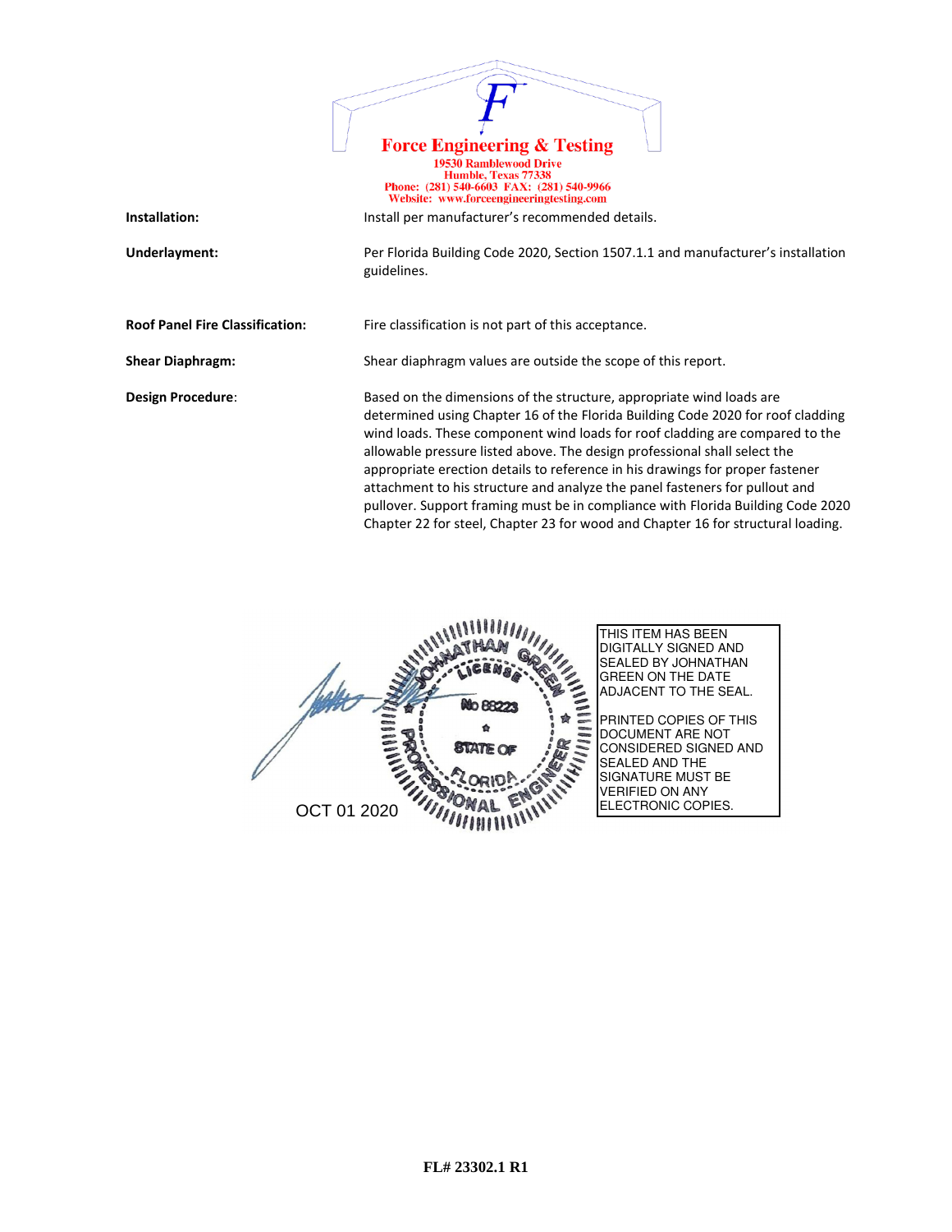**Force Engineering & Testing**
19530 Ramblewood Drive
Humble, Texas 77338
Phone: (281) 540-6603 FAX: (281) 540-9966
Website: www.forceengineeringtesting.com

**Installation:** Install per manufacturer's recommended details.

**Underlayment:** Per Florida Building Code 2020, Section 1507.1.1 and manufacturer's installation guidelines.

**Roof Panel Fire Classification:** Fire classification is not part of this acceptance.

**Shear Diaphragm:** Shear diaphragm values are outside the scope of this report.

**Design Procedure**: Based on the dimensions of the structure, appropriate wind loads are determined using Chapter 16 of the Florida Building Code 2020 for roof cladding wind loads. These component wind loads for roof cladding are compared to the allowable pressure listed above. The design professional shall select the appropriate erection details to reference in his drawings for proper fastener attachment to his structure and analyze the panel fasteners for pullout and pullover. Support framing must be in compliance with Florida Building Code 2020 Chapter 22 for steel, Chapter 23 for wood and Chapter 16 for structural loading.

JOHNATHAN GREEN
LICENSE
No 88223
STATE OF
FLORIDA
PROFESSIONAL ENGINEER

OCT 01 2020

THIS ITEM HAS BEEN DIGITALLY SIGNED AND SEALED BY JOHNATHAN GREEN ON THE DATE ADJACENT TO THE SEAL.

PRINTED COPIES OF THIS DOCUMENT ARE NOT CONSIDERED SIGNED AND SEALED AND THE SIGNATURE MUST BE VERIFIED ON ANY ELECTRONIC COPIES.

FL# 23302.1 R1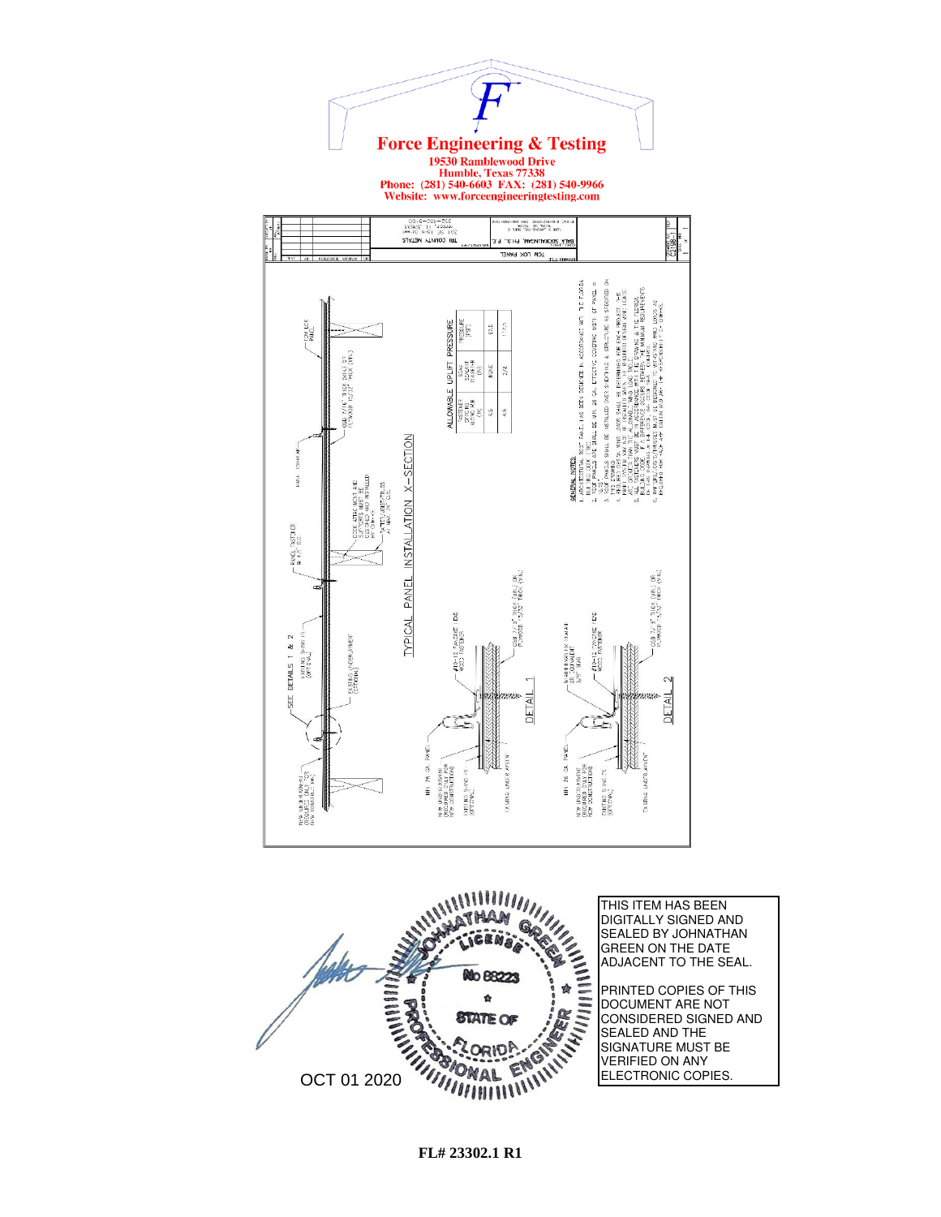# Force Engineering & Testing

**19530 Ramblewood Drive**
**Humble, Texas 77338**
**Phone: (281) 540-6603 FAX: (281) 540-9966**
**Website: www.forceengineeringtesting.com**

TRI COUNTY METALS

TON LOK PANEL

BALA SOCKALINGAM, PH.D., P.E.

## TYPICAL PANEL INSTALLATION X-SECTION

SEE DETAILS 1 & 2

EXISTING SHINGLES (OPTIONAL)

EXISTING UNDERLAYMENT (OPTIONAL)

NEW UNDERLAYMENT (REQUIRED ONLY FOR NEW CONSTRUCTION)

PANEL FASTENER @ 4.5" O.C.

PANEL CLEAT

TON LOK PANEL

OSB 7/16" THICK (MIN.) OR PLYWOOD 15/32" THICK (MIN.)

DECK ATTACHMENT AND SUPPORTS MUST BE DESIGNED AND INSTALLED BY OTHERS

RAFTERS/JOISTS/TRUSS AT MAX. 24" O.C.

### ALLOWABLE UPLIFT PRESSURE

| FASTENER SPACING ALONG RIB (IN) | SEAM SEALANT STAPLING (IN) | PRESSURE (PSF) |
|---|---|---|
| 4.5 | NONE | 97.5 |
| 4.5 | 3/4 | 112.5 |

### DETAIL 1

MIN. 26 GA. PANEL

NEW UNDERLAYMENT (REQUIRED ONLY FOR NEW CONSTRUCTION)

EXISTING SHINGLES (OPTIONAL)

EXISTING UNDERLAYMENT

#10-12 ZINCAL DG WOOD FASTENER

OSB 7/16" THICK (MIN.) OR PLYWOOD 15/32" THICK (MIN.)

### DETAIL 2

MIN. 26 GA. PANEL

NEW UNDERLAYMENT (REQUIRED ONLY FOR NEW CONSTRUCTION)

EXISTING SHINGLES (OPTIONAL)

EXISTING UNDERLAYMENT

#10-12 ZINCAL DG WOOD FASTENER

OSB 7/16" THICK (MIN.) OR PLYWOOD 15/32" THICK (MIN.)

### GENERAL NOTES:

1. ARCHITECTURAL ROOF PANEL HAS BEEN DESIGNED IN ACCORDANCE WITH THE FLORIDA BUILDING CODE.
2. ROOF PANELS ARE SHALL BE MIN. 26 GA. EFFECTIVE COVERING WIDTH OF PANEL = 16.00".
3. ROOF PANELS SHALL BE INSTALLED OVER SHEATHING & STRUCTURE AS SPECIFIED ON THIS DRAWING.
4. REQUIRED DESIGN WIND LOADS SHALL BE DETERMINED FOR EACH PROJECT. THIS PANEL SYSTEM MAY BE USED IN APPLICATIONS WHERE THE REQUIRED DESIGN WIND LOADS ARE LESS THAN THE ALLOWABLE WIND LOAD TABLE.
5. ALL FASTENERS USED IN ACCORDANCE WITH THE DRAWING & THE FLORIDA BUILDING CODE. IF DIFFERENCES OCCUR BETWEEN, THE MINIMUM REQUIREMENTS OF THE FLORIDA BUILDING CODE SHALL GOVERN.
6. RAFTERS/JOISTS/TRUSSES MUST BE DESIGNED TO WITHSTAND WIND LOADS AS REQUIRED FOR EACH APPLICATION BY THE ENGINEER OF RECORD.

DRAWING NO. C2188-1

JOHNATHAN GREEN
LICENSE
No 88223
STATE OF
FLORIDA
PROFESSIONAL ENGINEER

OCT 01 2020

THIS ITEM HAS BEEN DIGITALLY SIGNED AND SEALED BY JOHNATHAN GREEN ON THE DATE ADJACENT TO THE SEAL.

PRINTED COPIES OF THIS DOCUMENT ARE NOT CONSIDERED SIGNED AND SEALED AND THE SIGNATURE MUST BE VERIFIED ON ANY ELECTRONIC COPIES.

**FL# 23302.1 R1**